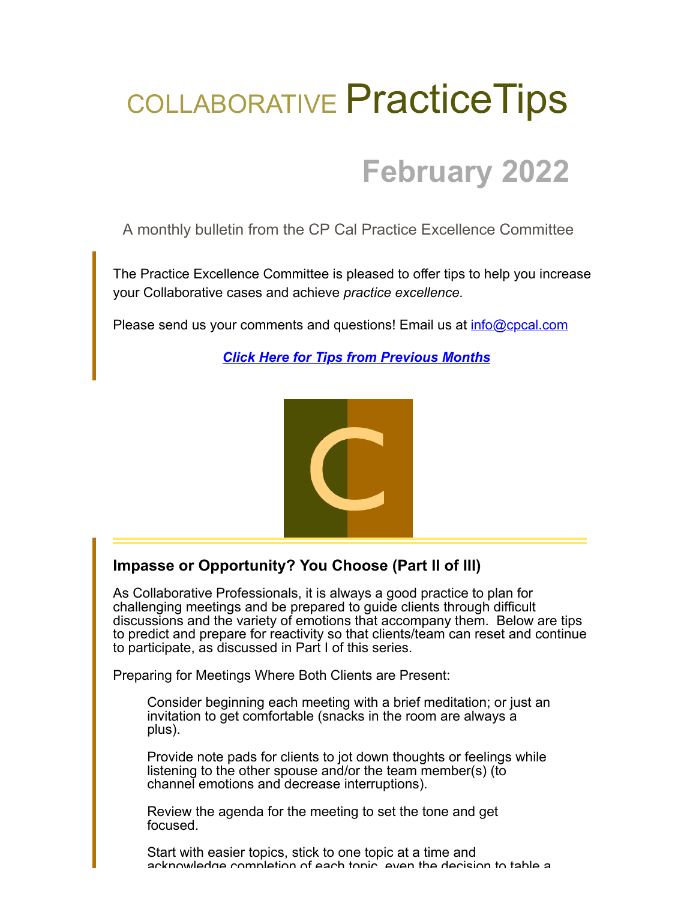# COLLABORATIVE PracticeTips

## February 2022

A monthly bulletin from the CP Cal Practice Excellence Committee

The Practice Excellence Committee is pleased to offer tips to help you increase your Collaborative cases and achieve *practice excellence.*

Please send us your comments and questions! Email us at info@cpcal.com

***Click Here for Tips from Previous Months***

### Impasse or Opportunity? You Choose (Part II of III)

As Collaborative Professionals, it is always a good practice to plan for challenging meetings and be prepared to guide clients through difficult discussions and the variety of emotions that accompany them. Below are tips to predict and prepare for reactivity so that clients/team can reset and continue to participate, as discussed in Part I of this series.

Preparing for Meetings Where Both Clients are Present:

Consider beginning each meeting with a brief meditation; or just an invitation to get comfortable (snacks in the room are always a plus).

Provide note pads for clients to jot down thoughts or feelings while listening to the other spouse and/or the team member(s) (to channel emotions and decrease interruptions).

Review the agenda for the meeting to set the tone and get focused.

Start with easier topics, stick to one topic at a time and acknowledge completion of each topic, even the decision to table a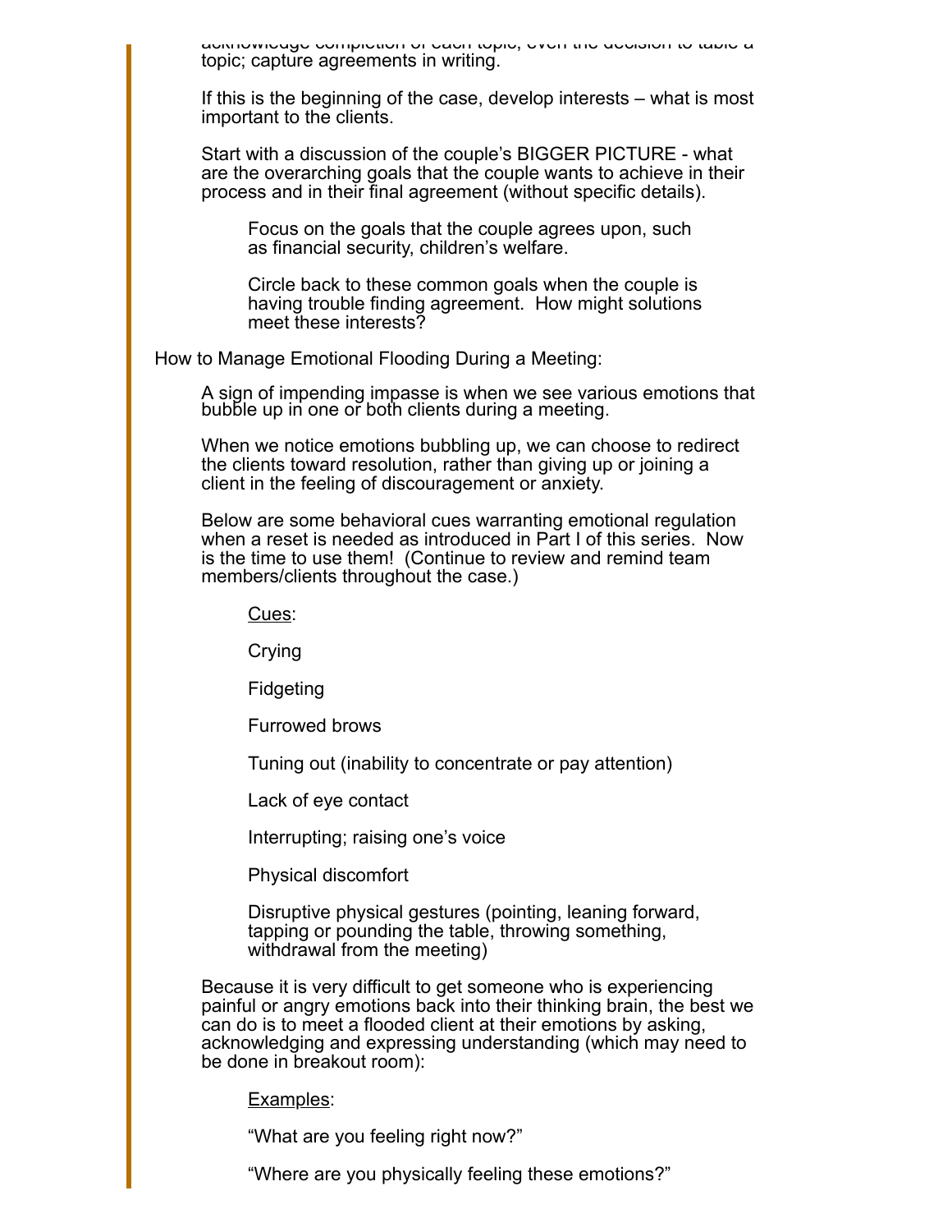acknowledge completion of each topic, even the decision to table a topic; capture agreements in writing.

If this is the beginning of the case, develop interests – what is most important to the clients.

Start with a discussion of the couple's BIGGER PICTURE - what are the overarching goals that the couple wants to achieve in their process and in their final agreement (without specific details).

Focus on the goals that the couple agrees upon, such as financial security, children's welfare.

Circle back to these common goals when the couple is having trouble finding agreement. How might solutions meet these interests?

How to Manage Emotional Flooding During a Meeting:

A sign of impending impasse is when we see various emotions that bubble up in one or both clients during a meeting.

When we notice emotions bubbling up, we can choose to redirect the clients toward resolution, rather than giving up or joining a client in the feeling of discouragement or anxiety.

Below are some behavioral cues warranting emotional regulation when a reset is needed as introduced in Part I of this series. Now is the time to use them! (Continue to review and remind team members/clients throughout the case.)

Cues:

Crying

Fidgeting

Furrowed brows

Tuning out (inability to concentrate or pay attention)

Lack of eye contact

Interrupting; raising one's voice

Physical discomfort

Disruptive physical gestures (pointing, leaning forward, tapping or pounding the table, throwing something, withdrawal from the meeting)

Because it is very difficult to get someone who is experiencing painful or angry emotions back into their thinking brain, the best we can do is to meet a flooded client at their emotions by asking, acknowledging and expressing understanding (which may need to be done in breakout room):

Examples:

"What are you feeling right now?"

"Where are you physically feeling these emotions?"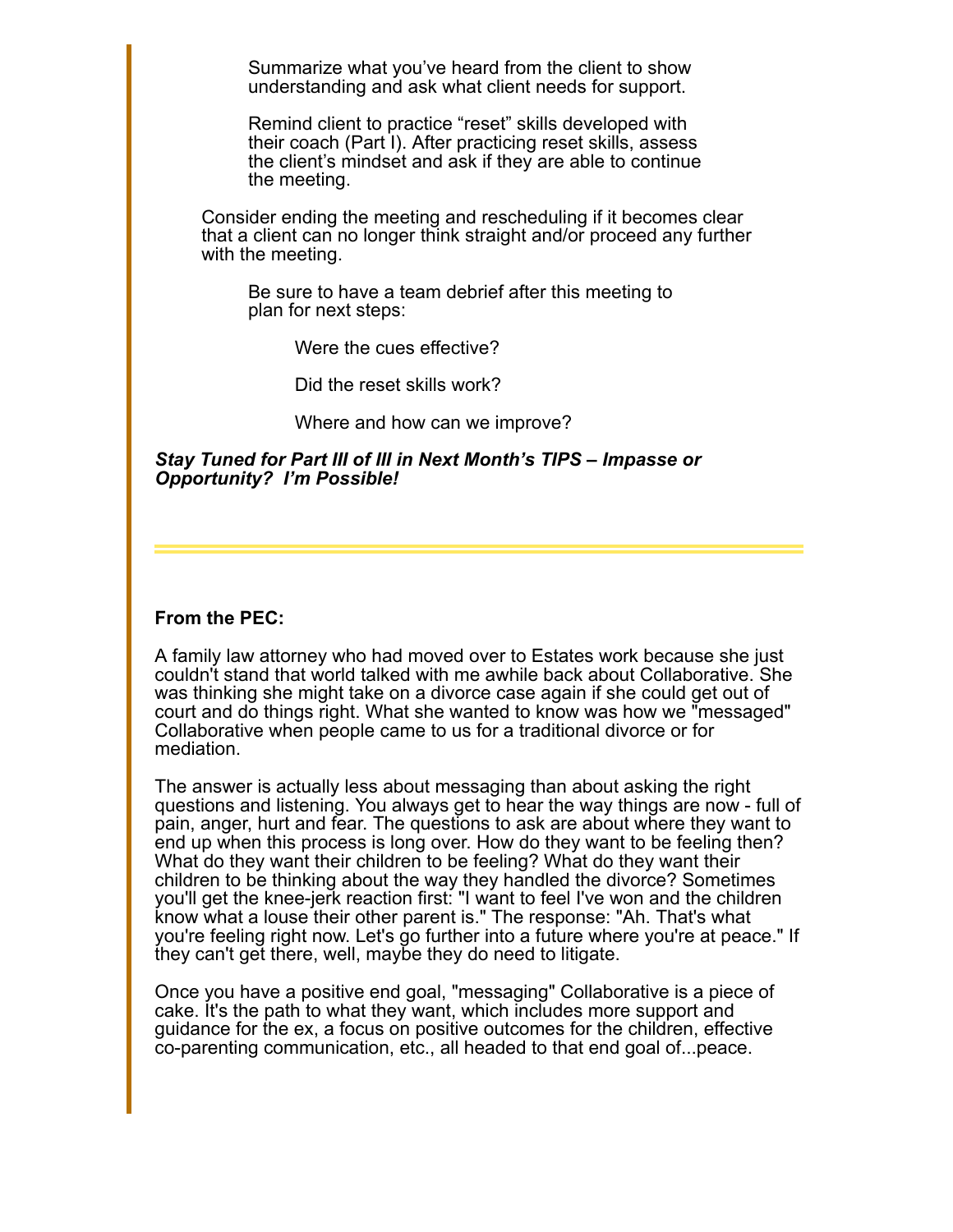Summarize what you've heard from the client to show understanding and ask what client needs for support.

Remind client to practice "reset" skills developed with their coach (Part I). After practicing reset skills, assess the client's mindset and ask if they are able to continue the meeting.

Consider ending the meeting and rescheduling if it becomes clear that a client can no longer think straight and/or proceed any further with the meeting.

Be sure to have a team debrief after this meeting to plan for next steps:

Were the cues effective?

Did the reset skills work?

Where and how can we improve?

***Stay Tuned for Part III of III in Next Month's TIPS – Impasse or Opportunity? I'm Possible!***

---

**From the PEC:**

A family law attorney who had moved over to Estates work because she just couldn't stand that world talked with me awhile back about Collaborative. She was thinking she might take on a divorce case again if she could get out of court and do things right. What she wanted to know was how we "messaged" Collaborative when people came to us for a traditional divorce or for mediation.

The answer is actually less about messaging than about asking the right questions and listening. You always get to hear the way things are now - full of pain, anger, hurt and fear. The questions to ask are about where they want to end up when this process is long over. How do they want to be feeling then? What do they want their children to be feeling? What do they want their children to be thinking about the way they handled the divorce? Sometimes you'll get the knee-jerk reaction first: "I want to feel I've won and the children know what a louse their other parent is." The response: "Ah. That's what you're feeling right now. Let's go further into a future where you're at peace." If they can't get there, well, maybe they do need to litigate.

Once you have a positive end goal, "messaging" Collaborative is a piece of cake. It's the path to what they want, which includes more support and guidance for the ex, a focus on positive outcomes for the children, effective co-parenting communication, etc., all headed to that end goal of...peace.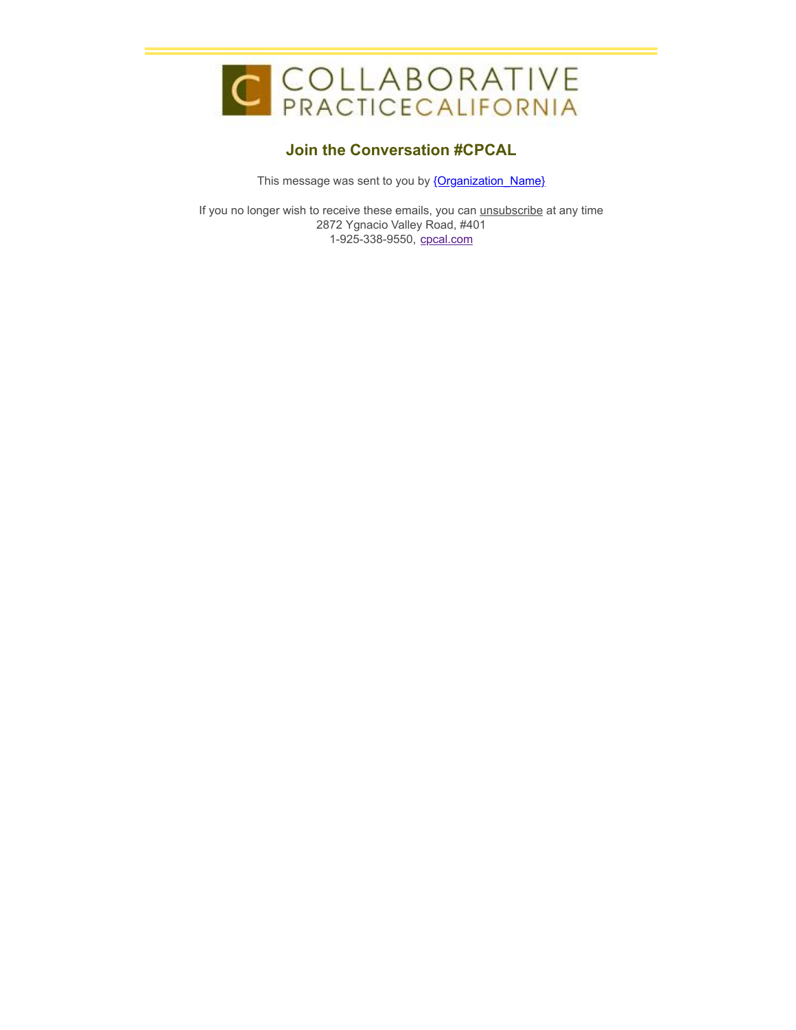COLLABORATIVE PRACTICE CALIFORNIA

## Join the Conversation #CPCAL

This message was sent to you by {Organization_Name}

If you no longer wish to receive these emails, you can unsubscribe at any time
2872 Ygnacio Valley Road, #401
1-925-338-9550, cpcal.com